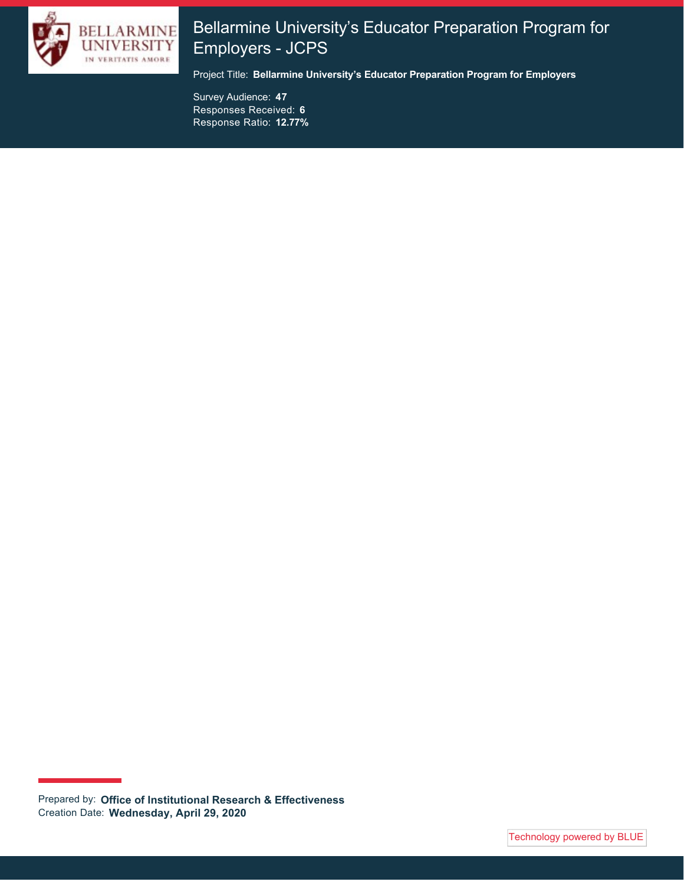# Bellarmine University's Educator Preparation Program for Employers - JCPS

Project Title: **Bellarmine University's Educator Preparation Program for Employers**

Survey Audience: **47**
Responses Received: **6**
Response Ratio: **12.77%**

Prepared by: **Office of Institutional Research & Effectiveness**
Creation Date: **Wednesday, April 29, 2020**

Technology powered by BLUE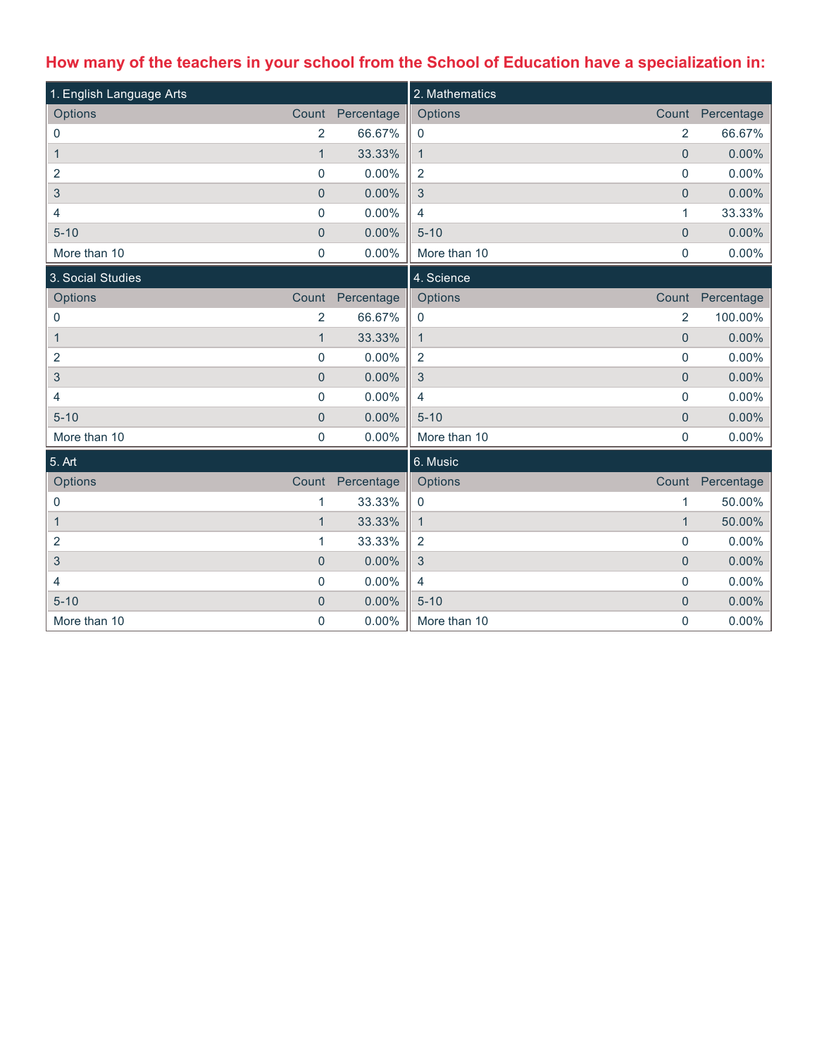## How many of the teachers in your school from the School of Education have a specialization in:

### 1. English Language Arts

| Options | Count | Percentage |
|---|---|---|
| 0 | 2 | 66.67% |
| 1 | 1 | 33.33% |
| 2 | 0 | 0.00% |
| 3 | 0 | 0.00% |
| 4 | 0 | 0.00% |
| 5-10 | 0 | 0.00% |
| More than 10 | 0 | 0.00% |

### 2. Mathematics

| Options | Count | Percentage |
|---|---|---|
| 0 | 2 | 66.67% |
| 1 | 0 | 0.00% |
| 2 | 0 | 0.00% |
| 3 | 0 | 0.00% |
| 4 | 1 | 33.33% |
| 5-10 | 0 | 0.00% |
| More than 10 | 0 | 0.00% |

### 3. Social Studies

| Options | Count | Percentage |
|---|---|---|
| 0 | 2 | 66.67% |
| 1 | 1 | 33.33% |
| 2 | 0 | 0.00% |
| 3 | 0 | 0.00% |
| 4 | 0 | 0.00% |
| 5-10 | 0 | 0.00% |
| More than 10 | 0 | 0.00% |

### 4. Science

| Options | Count | Percentage |
|---|---|---|
| 0 | 2 | 100.00% |
| 1 | 0 | 0.00% |
| 2 | 0 | 0.00% |
| 3 | 0 | 0.00% |
| 4 | 0 | 0.00% |
| 5-10 | 0 | 0.00% |
| More than 10 | 0 | 0.00% |

### 5. Art

| Options | Count | Percentage |
|---|---|---|
| 0 | 1 | 33.33% |
| 1 | 1 | 33.33% |
| 2 | 1 | 33.33% |
| 3 | 0 | 0.00% |
| 4 | 0 | 0.00% |
| 5-10 | 0 | 0.00% |
| More than 10 | 0 | 0.00% |

### 6. Music

| Options | Count | Percentage |
|---|---|---|
| 0 | 1 | 50.00% |
| 1 | 1 | 50.00% |
| 2 | 0 | 0.00% |
| 3 | 0 | 0.00% |
| 4 | 0 | 0.00% |
| 5-10 | 0 | 0.00% |
| More than 10 | 0 | 0.00% |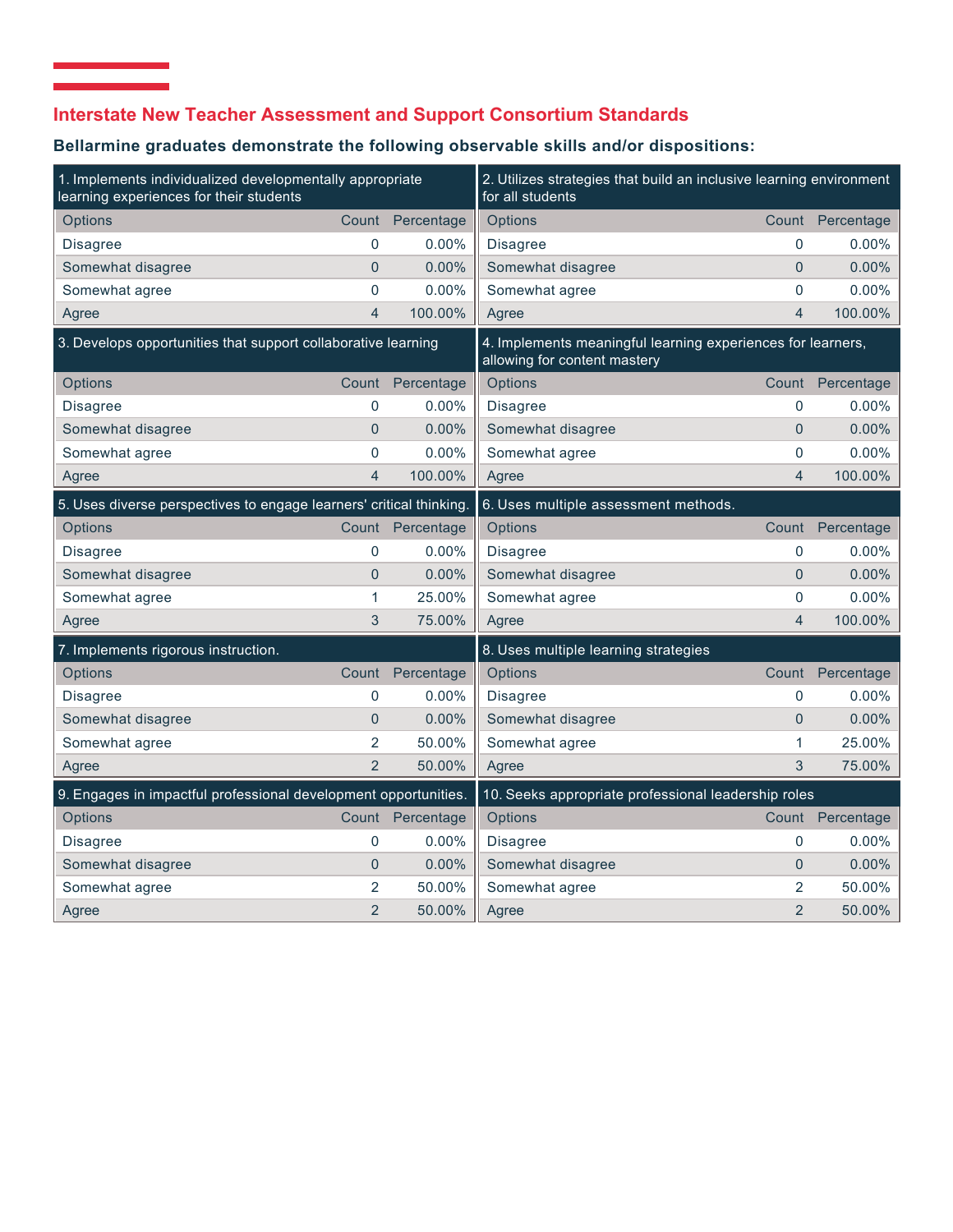## Interstate New Teacher Assessment and Support Consortium Standards

**Bellarmine graduates demonstrate the following observable skills and/or dispositions:**

| 1. Implements individualized developmentally appropriate learning experiences for their students | | |
|---|---|---|
| Options | Count | Percentage |
| Disagree | 0 | 0.00% |
| Somewhat disagree | 0 | 0.00% |
| Somewhat agree | 0 | 0.00% |
| Agree | 4 | 100.00% |

| 2. Utilizes strategies that build an inclusive learning environment for all students | | |
|---|---|---|
| Options | Count | Percentage |
| Disagree | 0 | 0.00% |
| Somewhat disagree | 0 | 0.00% |
| Somewhat agree | 0 | 0.00% |
| Agree | 4 | 100.00% |

| 3. Develops opportunities that support collaborative learning | | |
|---|---|---|
| Options | Count | Percentage |
| Disagree | 0 | 0.00% |
| Somewhat disagree | 0 | 0.00% |
| Somewhat agree | 0 | 0.00% |
| Agree | 4 | 100.00% |

| 4. Implements meaningful learning experiences for learners, allowing for content mastery | | |
|---|---|---|
| Options | Count | Percentage |
| Disagree | 0 | 0.00% |
| Somewhat disagree | 0 | 0.00% |
| Somewhat agree | 0 | 0.00% |
| Agree | 4 | 100.00% |

| 5. Uses diverse perspectives to engage learners' critical thinking. | | |
|---|---|---|
| Options | Count | Percentage |
| Disagree | 0 | 0.00% |
| Somewhat disagree | 0 | 0.00% |
| Somewhat agree | 1 | 25.00% |
| Agree | 3 | 75.00% |

| 6. Uses multiple assessment methods. | | |
|---|---|---|
| Options | Count | Percentage |
| Disagree | 0 | 0.00% |
| Somewhat disagree | 0 | 0.00% |
| Somewhat agree | 0 | 0.00% |
| Agree | 4 | 100.00% |

| 7. Implements rigorous instruction. | | |
|---|---|---|
| Options | Count | Percentage |
| Disagree | 0 | 0.00% |
| Somewhat disagree | 0 | 0.00% |
| Somewhat agree | 2 | 50.00% |
| Agree | 2 | 50.00% |

| 8. Uses multiple learning strategies | | |
|---|---|---|
| Options | Count | Percentage |
| Disagree | 0 | 0.00% |
| Somewhat disagree | 0 | 0.00% |
| Somewhat agree | 1 | 25.00% |
| Agree | 3 | 75.00% |

| 9. Engages in impactful professional development opportunities. | | |
|---|---|---|
| Options | Count | Percentage |
| Disagree | 0 | 0.00% |
| Somewhat disagree | 0 | 0.00% |
| Somewhat agree | 2 | 50.00% |
| Agree | 2 | 50.00% |

| 10. Seeks appropriate professional leadership roles | | |
|---|---|---|
| Options | Count | Percentage |
| Disagree | 0 | 0.00% |
| Somewhat disagree | 0 | 0.00% |
| Somewhat agree | 2 | 50.00% |
| Agree | 2 | 50.00% |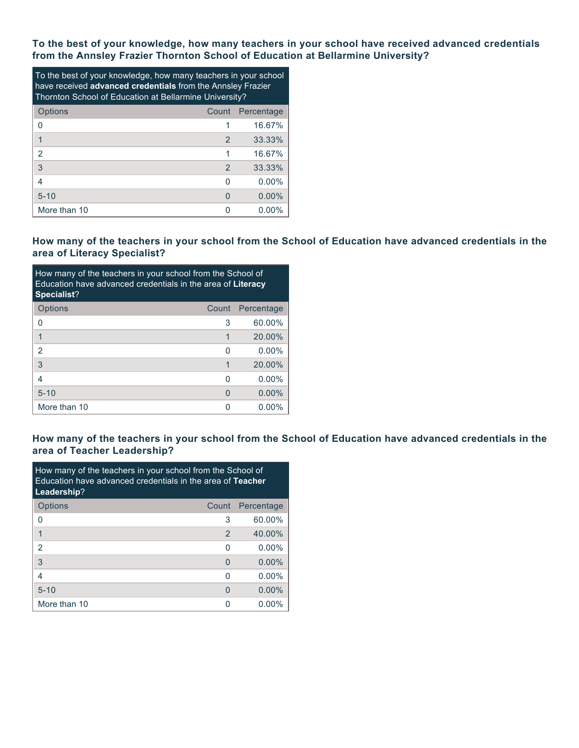### To the best of your knowledge, how many teachers in your school have received advanced credentials from the Annsley Frazier Thornton School of Education at Bellarmine University?

| To the best of your knowledge, how many teachers in your school have received **advanced credentials** from the Annsley Frazier Thornton School of Education at Bellarmine University? | | |
|---|---|---|
| Options | Count | Percentage |
| 0 | 1 | 16.67% |
| 1 | 2 | 33.33% |
| 2 | 1 | 16.67% |
| 3 | 2 | 33.33% |
| 4 | 0 | 0.00% |
| 5-10 | 0 | 0.00% |
| More than 10 | 0 | 0.00% |

### How many of the teachers in your school from the School of Education have advanced credentials in the area of Literacy Specialist?

| How many of the teachers in your school from the School of Education have advanced credentials in the area of **Literacy Specialist**? | | |
|---|---|---|
| Options | Count | Percentage |
| 0 | 3 | 60.00% |
| 1 | 1 | 20.00% |
| 2 | 0 | 0.00% |
| 3 | 1 | 20.00% |
| 4 | 0 | 0.00% |
| 5-10 | 0 | 0.00% |
| More than 10 | 0 | 0.00% |

### How many of the teachers in your school from the School of Education have advanced credentials in the area of Teacher Leadership?

| How many of the teachers in your school from the School of Education have advanced credentials in the area of **Teacher Leadership**? | | |
|---|---|---|
| Options | Count | Percentage |
| 0 | 3 | 60.00% |
| 1 | 2 | 40.00% |
| 2 | 0 | 0.00% |
| 3 | 0 | 0.00% |
| 4 | 0 | 0.00% |
| 5-10 | 0 | 0.00% |
| More than 10 | 0 | 0.00% |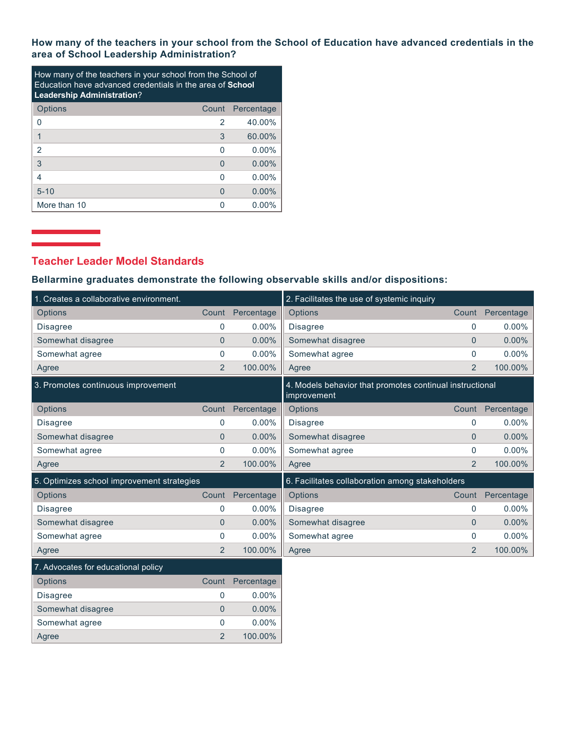**How many of the teachers in your school from the School of Education have advanced credentials in the area of School Leadership Administration?**

| How many of the teachers in your school from the School of Education have advanced credentials in the area of **School Leadership Administration**? | | |
|---|---|---|
| Options | Count | Percentage |
| 0 | 2 | 40.00% |
| 1 | 3 | 60.00% |
| 2 | 0 | 0.00% |
| 3 | 0 | 0.00% |
| 4 | 0 | 0.00% |
| 5-10 | 0 | 0.00% |
| More than 10 | 0 | 0.00% |

## Teacher Leader Model Standards

**Bellarmine graduates demonstrate the following observable skills and/or dispositions:**

| 1. Creates a collaborative environment. | | |
|---|---|---|
| Options | Count | Percentage |
| Disagree | 0 | 0.00% |
| Somewhat disagree | 0 | 0.00% |
| Somewhat agree | 0 | 0.00% |
| Agree | 2 | 100.00% |

| 2. Facilitates the use of systemic inquiry | | |
|---|---|---|
| Options | Count | Percentage |
| Disagree | 0 | 0.00% |
| Somewhat disagree | 0 | 0.00% |
| Somewhat agree | 0 | 0.00% |
| Agree | 2 | 100.00% |

| 3. Promotes continuous improvement | | |
|---|---|---|
| Options | Count | Percentage |
| Disagree | 0 | 0.00% |
| Somewhat disagree | 0 | 0.00% |
| Somewhat agree | 0 | 0.00% |
| Agree | 2 | 100.00% |

| 4. Models behavior that promotes continual instructional improvement | | |
|---|---|---|
| Options | Count | Percentage |
| Disagree | 0 | 0.00% |
| Somewhat disagree | 0 | 0.00% |
| Somewhat agree | 0 | 0.00% |
| Agree | 2 | 100.00% |

| 5. Optimizes school improvement strategies | | |
|---|---|---|
| Options | Count | Percentage |
| Disagree | 0 | 0.00% |
| Somewhat disagree | 0 | 0.00% |
| Somewhat agree | 0 | 0.00% |
| Agree | 2 | 100.00% |

| 6. Facilitates collaboration among stakeholders | | |
|---|---|---|
| Options | Count | Percentage |
| Disagree | 0 | 0.00% |
| Somewhat disagree | 0 | 0.00% |
| Somewhat agree | 0 | 0.00% |
| Agree | 2 | 100.00% |

| 7. Advocates for educational policy | | |
|---|---|---|
| Options | Count | Percentage |
| Disagree | 0 | 0.00% |
| Somewhat disagree | 0 | 0.00% |
| Somewhat agree | 0 | 0.00% |
| Agree | 2 | 100.00% |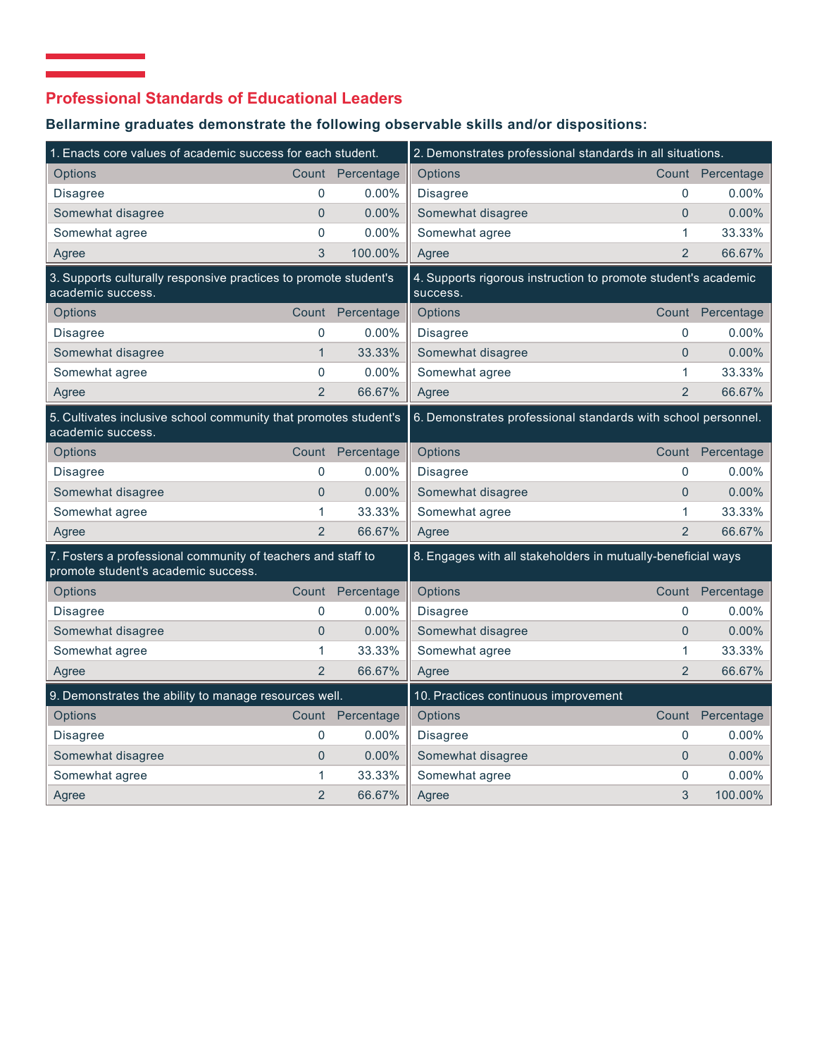## Professional Standards of Educational Leaders

### Bellarmine graduates demonstrate the following observable skills and/or dispositions:

**1. Enacts core values of academic success for each student.**

| Options | Count | Percentage |
|---|---|---|
| Disagree | 0 | 0.00% |
| Somewhat disagree | 0 | 0.00% |
| Somewhat agree | 0 | 0.00% |
| Agree | 3 | 100.00% |

**2. Demonstrates professional standards in all situations.**

| Options | Count | Percentage |
|---|---|---|
| Disagree | 0 | 0.00% |
| Somewhat disagree | 0 | 0.00% |
| Somewhat agree | 1 | 33.33% |
| Agree | 2 | 66.67% |

**3. Supports culturally responsive practices to promote student's academic success.**

| Options | Count | Percentage |
|---|---|---|
| Disagree | 0 | 0.00% |
| Somewhat disagree | 1 | 33.33% |
| Somewhat agree | 0 | 0.00% |
| Agree | 2 | 66.67% |

**4. Supports rigorous instruction to promote student's academic success.**

| Options | Count | Percentage |
|---|---|---|
| Disagree | 0 | 0.00% |
| Somewhat disagree | 0 | 0.00% |
| Somewhat agree | 1 | 33.33% |
| Agree | 2 | 66.67% |

**5. Cultivates inclusive school community that promotes student's academic success.**

| Options | Count | Percentage |
|---|---|---|
| Disagree | 0 | 0.00% |
| Somewhat disagree | 0 | 0.00% |
| Somewhat agree | 1 | 33.33% |
| Agree | 2 | 66.67% |

**6. Demonstrates professional standards with school personnel.**

| Options | Count | Percentage |
|---|---|---|
| Disagree | 0 | 0.00% |
| Somewhat disagree | 0 | 0.00% |
| Somewhat agree | 1 | 33.33% |
| Agree | 2 | 66.67% |

**7. Fosters a professional community of teachers and staff to promote student's academic success.**

| Options | Count | Percentage |
|---|---|---|
| Disagree | 0 | 0.00% |
| Somewhat disagree | 0 | 0.00% |
| Somewhat agree | 1 | 33.33% |
| Agree | 2 | 66.67% |

**8. Engages with all stakeholders in mutually-beneficial ways**

| Options | Count | Percentage |
|---|---|---|
| Disagree | 0 | 0.00% |
| Somewhat disagree | 0 | 0.00% |
| Somewhat agree | 1 | 33.33% |
| Agree | 2 | 66.67% |

**9. Demonstrates the ability to manage resources well.**

| Options | Count | Percentage |
|---|---|---|
| Disagree | 0 | 0.00% |
| Somewhat disagree | 0 | 0.00% |
| Somewhat agree | 1 | 33.33% |
| Agree | 2 | 66.67% |

**10. Practices continuous improvement**

| Options | Count | Percentage |
|---|---|---|
| Disagree | 0 | 0.00% |
| Somewhat disagree | 0 | 0.00% |
| Somewhat agree | 0 | 0.00% |
| Agree | 3 | 100.00% |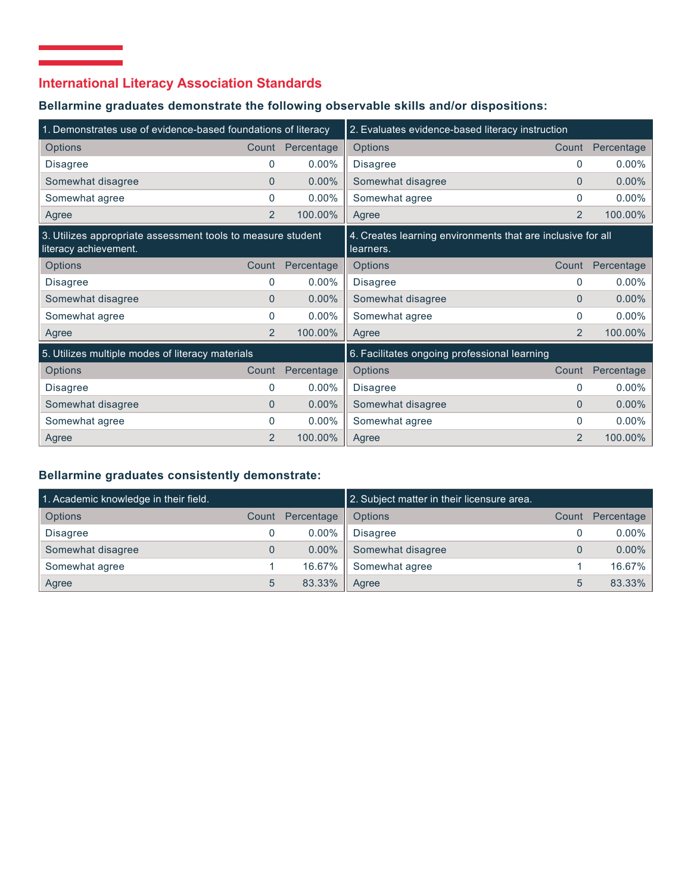## International Literacy Association Standards

### Bellarmine graduates demonstrate the following observable skills and/or dispositions:

**1. Demonstrates use of evidence-based foundations of literacy**

| Options | Count | Percentage |
|---|---|---|
| Disagree | 0 | 0.00% |
| Somewhat disagree | 0 | 0.00% |
| Somewhat agree | 0 | 0.00% |
| Agree | 2 | 100.00% |

**2. Evaluates evidence-based literacy instruction**

| Options | Count | Percentage |
|---|---|---|
| Disagree | 0 | 0.00% |
| Somewhat disagree | 0 | 0.00% |
| Somewhat agree | 0 | 0.00% |
| Agree | 2 | 100.00% |

**3. Utilizes appropriate assessment tools to measure student literacy achievement.**

| Options | Count | Percentage |
|---|---|---|
| Disagree | 0 | 0.00% |
| Somewhat disagree | 0 | 0.00% |
| Somewhat agree | 0 | 0.00% |
| Agree | 2 | 100.00% |

**4. Creates learning environments that are inclusive for all learners.**

| Options | Count | Percentage |
|---|---|---|
| Disagree | 0 | 0.00% |
| Somewhat disagree | 0 | 0.00% |
| Somewhat agree | 0 | 0.00% |
| Agree | 2 | 100.00% |

**5. Utilizes multiple modes of literacy materials**

| Options | Count | Percentage |
|---|---|---|
| Disagree | 0 | 0.00% |
| Somewhat disagree | 0 | 0.00% |
| Somewhat agree | 0 | 0.00% |
| Agree | 2 | 100.00% |

**6. Facilitates ongoing professional learning**

| Options | Count | Percentage |
|---|---|---|
| Disagree | 0 | 0.00% |
| Somewhat disagree | 0 | 0.00% |
| Somewhat agree | 0 | 0.00% |
| Agree | 2 | 100.00% |

### Bellarmine graduates consistently demonstrate:

**1. Academic knowledge in their field.**

| Options | Count | Percentage |
|---|---|---|
| Disagree | 0 | 0.00% |
| Somewhat disagree | 0 | 0.00% |
| Somewhat agree | 1 | 16.67% |
| Agree | 5 | 83.33% |

**2. Subject matter in their licensure area.**

| Options | Count | Percentage |
|---|---|---|
| Disagree | 0 | 0.00% |
| Somewhat disagree | 0 | 0.00% |
| Somewhat agree | 1 | 16.67% |
| Agree | 5 | 83.33% |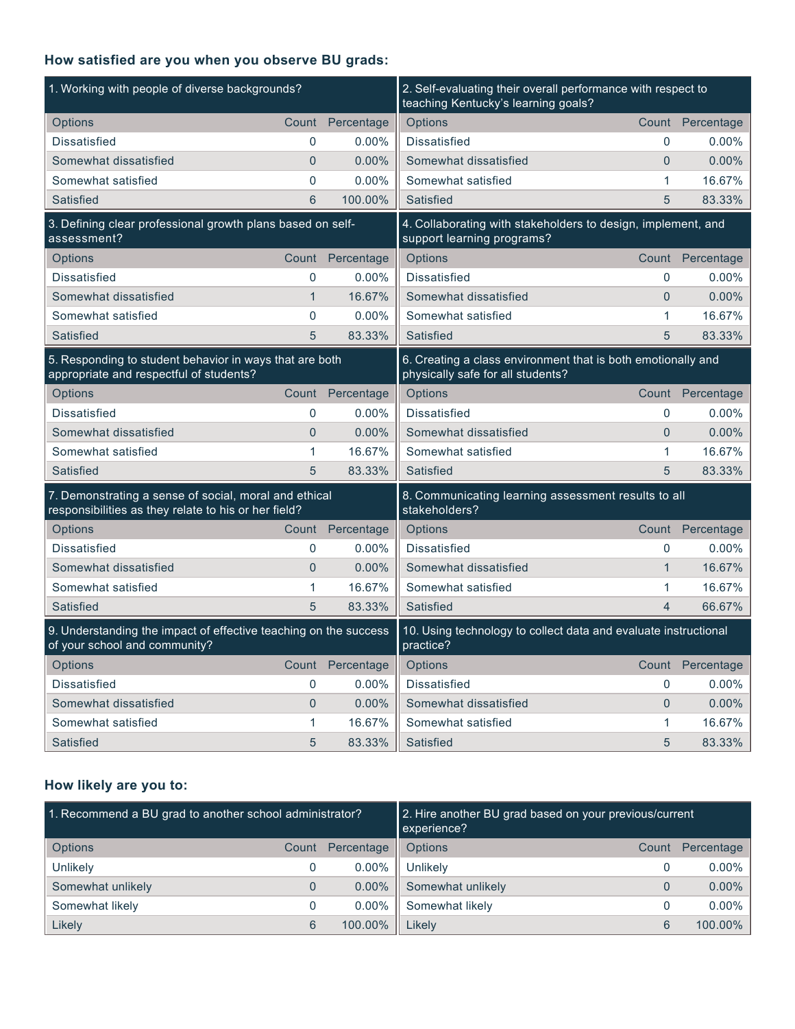### How satisfied are you when you observe BU grads:

**1. Working with people of diverse backgrounds?**

| Options | Count | Percentage |
|---|---|---|
| Dissatisfied | 0 | 0.00% |
| Somewhat dissatisfied | 0 | 0.00% |
| Somewhat satisfied | 0 | 0.00% |
| Satisfied | 6 | 100.00% |

**2. Self-evaluating their overall performance with respect to teaching Kentucky's learning goals?**

| Options | Count | Percentage |
|---|---|---|
| Dissatisfied | 0 | 0.00% |
| Somewhat dissatisfied | 0 | 0.00% |
| Somewhat satisfied | 1 | 16.67% |
| Satisfied | 5 | 83.33% |

**3. Defining clear professional growth plans based on self-assessment?**

| Options | Count | Percentage |
|---|---|---|
| Dissatisfied | 0 | 0.00% |
| Somewhat dissatisfied | 1 | 16.67% |
| Somewhat satisfied | 0 | 0.00% |
| Satisfied | 5 | 83.33% |

**4. Collaborating with stakeholders to design, implement, and support learning programs?**

| Options | Count | Percentage |
|---|---|---|
| Dissatisfied | 0 | 0.00% |
| Somewhat dissatisfied | 0 | 0.00% |
| Somewhat satisfied | 1 | 16.67% |
| Satisfied | 5 | 83.33% |

**5. Responding to student behavior in ways that are both appropriate and respectful of students?**

| Options | Count | Percentage |
|---|---|---|
| Dissatisfied | 0 | 0.00% |
| Somewhat dissatisfied | 0 | 0.00% |
| Somewhat satisfied | 1 | 16.67% |
| Satisfied | 5 | 83.33% |

**6. Creating a class environment that is both emotionally and physically safe for all students?**

| Options | Count | Percentage |
|---|---|---|
| Dissatisfied | 0 | 0.00% |
| Somewhat dissatisfied | 0 | 0.00% |
| Somewhat satisfied | 1 | 16.67% |
| Satisfied | 5 | 83.33% |

**7. Demonstrating a sense of social, moral and ethical responsibilities as they relate to his or her field?**

| Options | Count | Percentage |
|---|---|---|
| Dissatisfied | 0 | 0.00% |
| Somewhat dissatisfied | 0 | 0.00% |
| Somewhat satisfied | 1 | 16.67% |
| Satisfied | 5 | 83.33% |

**8. Communicating learning assessment results to all stakeholders?**

| Options | Count | Percentage |
|---|---|---|
| Dissatisfied | 0 | 0.00% |
| Somewhat dissatisfied | 1 | 16.67% |
| Somewhat satisfied | 1 | 16.67% |
| Satisfied | 4 | 66.67% |

**9. Understanding the impact of effective teaching on the success of your school and community?**

| Options | Count | Percentage |
|---|---|---|
| Dissatisfied | 0 | 0.00% |
| Somewhat dissatisfied | 0 | 0.00% |
| Somewhat satisfied | 1 | 16.67% |
| Satisfied | 5 | 83.33% |

**10. Using technology to collect data and evaluate instructional practice?**

| Options | Count | Percentage |
|---|---|---|
| Dissatisfied | 0 | 0.00% |
| Somewhat dissatisfied | 0 | 0.00% |
| Somewhat satisfied | 1 | 16.67% |
| Satisfied | 5 | 83.33% |

### How likely are you to:

**1. Recommend a BU grad to another school administrator?**

| Options | Count | Percentage |
|---|---|---|
| Unlikely | 0 | 0.00% |
| Somewhat unlikely | 0 | 0.00% |
| Somewhat likely | 0 | 0.00% |
| Likely | 6 | 100.00% |

**2. Hire another BU grad based on your previous/current experience?**

| Options | Count | Percentage |
|---|---|---|
| Unlikely | 0 | 0.00% |
| Somewhat unlikely | 0 | 0.00% |
| Somewhat likely | 0 | 0.00% |
| Likely | 6 | 100.00% |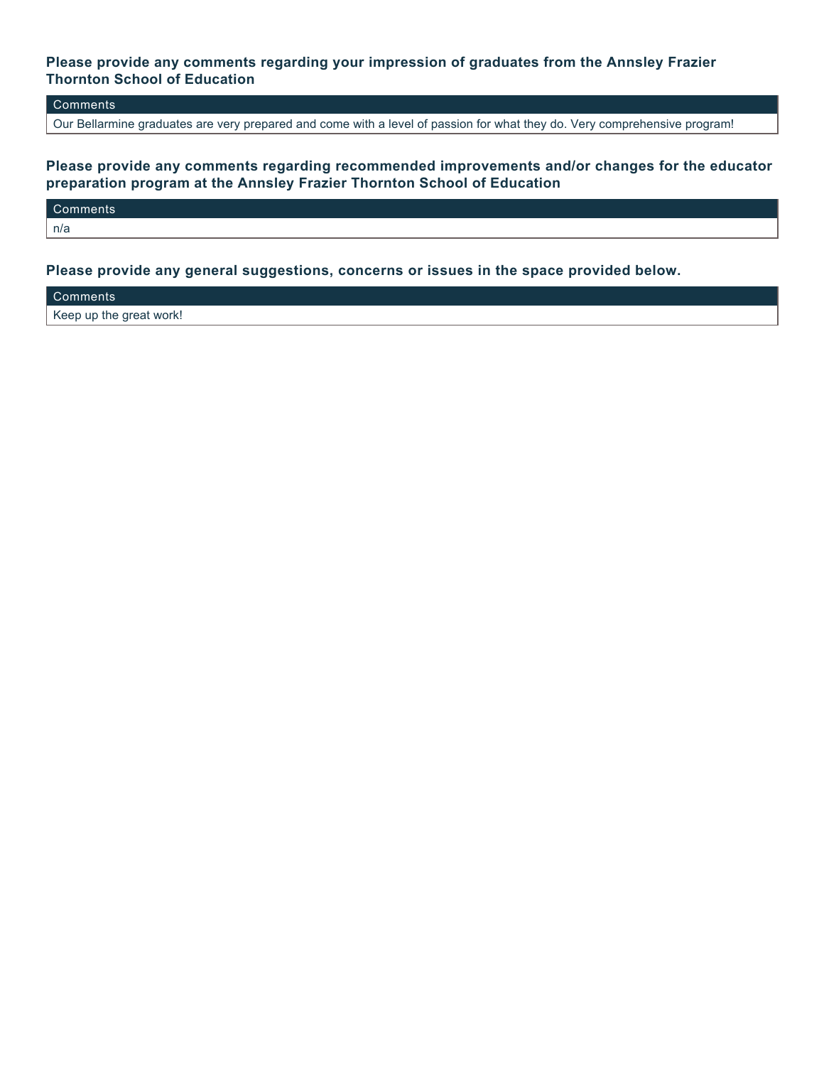### Please provide any comments regarding your impression of graduates from the Annsley Frazier Thornton School of Education

| Comments |
| --- |
| Our Bellarmine graduates are very prepared and come with a level of passion for what they do. Very comprehensive program! |

### Please provide any comments regarding recommended improvements and/or changes for the educator preparation program at the Annsley Frazier Thornton School of Education

| Comments |
| --- |
| n/a |

### Please provide any general suggestions, concerns or issues in the space provided below.

| Comments |
| --- |
| Keep up the great work! |